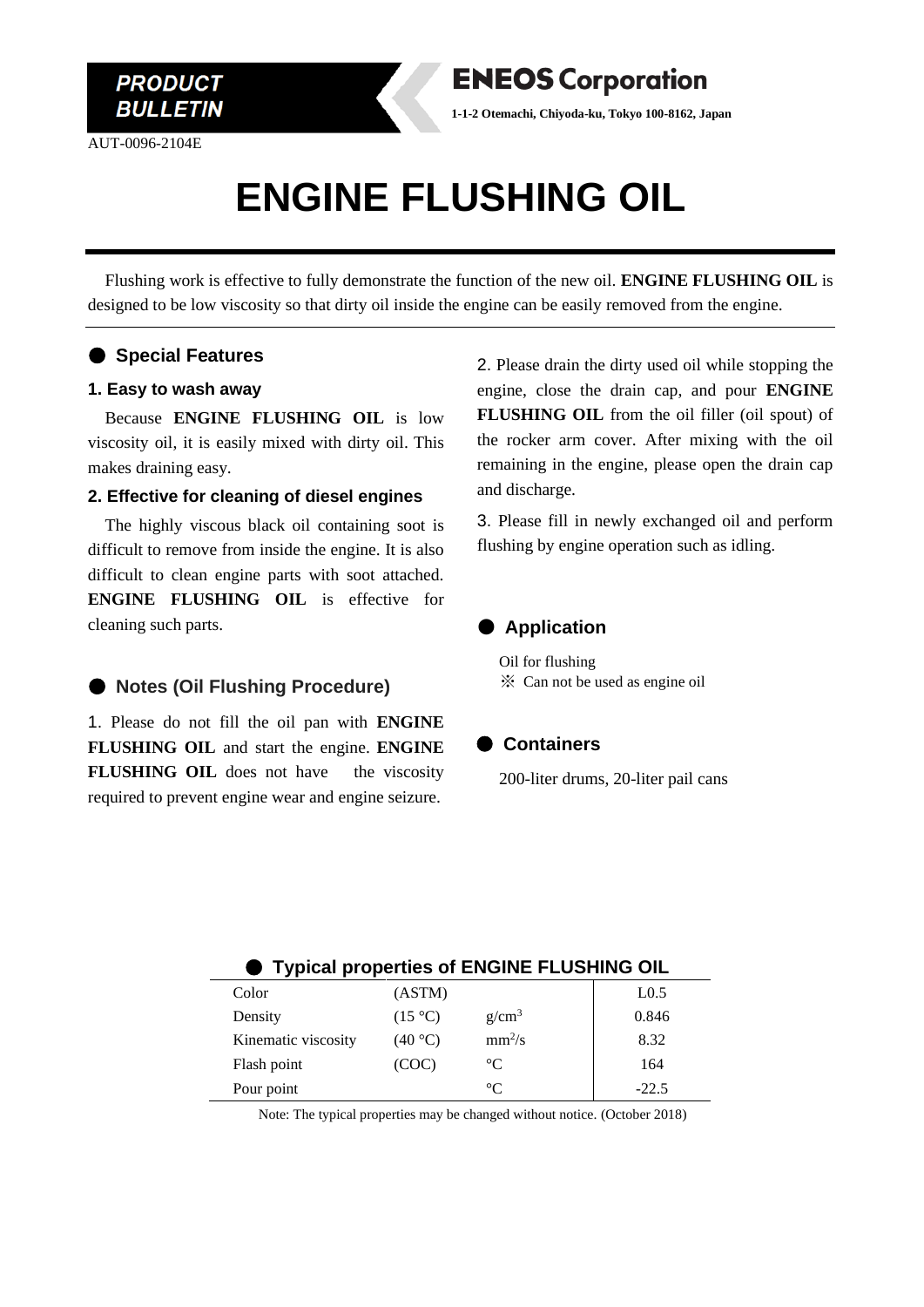**PRODUCT BULLETIN**

**ENEOS Corporation**

**1-1-2 Otemachi, Chiyoda-ku, Tokyo 100-8162, Japan**

AUT-0096-2104E

# ENGINE FLUSHING OIL

Flushing work is effective to fully demonstrate the function of the new oil. **ENGINE FLUSHING OIL** is designed to be low viscosity so that dirty oil inside the engine can be easily removed from the engine.

## ● Special Features

### 1. Easy to wash away

Because **ENGINE FLUSHING OIL** is low viscosity oil, it is easily mixed with dirty oil. This makes draining easy.

### 2. Effective for cleaning of diesel engines

The highly viscous black oil containing soot is difficult to remove from inside the engine. It is also difficult to clean engine parts with soot attached. **ENGINE FLUSHING OIL** is effective for cleaning such parts.

## ● Notes (Oil Flushing Procedure)

1. Please do not fill the oil pan with **ENGINE FLUSHING OIL** and start the engine. **ENGINE FLUSHING OIL** does not have the viscosity required to prevent engine wear and engine seizure.

2. Please drain the dirty used oil while stopping the engine, close the drain cap, and pour **ENGINE FLUSHING OIL** from the oil filler (oil spout) of the rocker arm cover. After mixing with the oil remaining in the engine, please open the drain cap and discharge.

3. Please fill in newly exchanged oil and perform flushing by engine operation such as idling.

## ● Application

Oil for flushing
※ Can not be used as engine oil

## ● Containers

200-liter drums, 20-liter pail cans

## ● Typical properties of ENGINE FLUSHING OIL

| | | | |
|---|---|---|---|
| Color | (ASTM) | | L0.5 |
| Density | (15 °C) | $g/cm^3$ | 0.846 |
| Kinematic viscosity | (40 °C) | $mm^2/s$ | 8.32 |
| Flash point | (COC) | °C | 164 |
| Pour point | | °C | -22.5 |

Note: The typical properties may be changed without notice. (October 2018)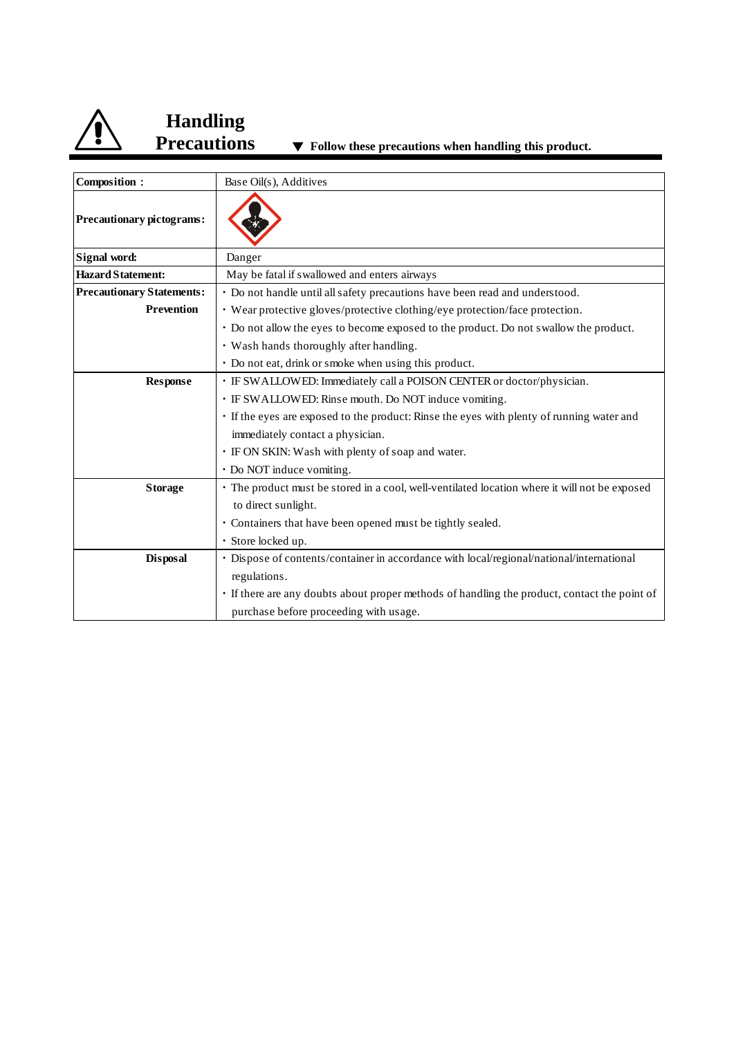# Handling Precautions

▼ **Follow these precautions when handling this product.**

| | |
|---|---|
| **Composition：** | Base Oil(s), Additives |
| **Precautionary pictograms:** | |
| **Signal word:** | Danger |
| **Hazard Statement:** | May be fatal if swallowed and enters airways |
| **Precautionary Statements:** **Prevention** | ・Do not handle until all safety precautions have been read and understood.<br>・Wear protective gloves/protective clothing/eye protection/face protection.<br>・Do not allow the eyes to become exposed to the product. Do not swallow the product.<br>・Wash hands thoroughly after handling.<br>・Do not eat, drink or smoke when using this product. |
| **Response** | ・IF SWALLOWED: Immediately call a POISON CENTER or doctor/physician.<br>・IF SWALLOWED: Rinse mouth. Do NOT induce vomiting.<br>・If the eyes are exposed to the product: Rinse the eyes with plenty of running water and immediately contact a physician.<br>・IF ON SKIN: Wash with plenty of soap and water.<br>・Do NOT induce vomiting. |
| **Storage** | ・The product must be stored in a cool, well-ventilated location where it will not be exposed to direct sunlight.<br>・Containers that have been opened must be tightly sealed.<br>・Store locked up. |
| **Disposal** | ・Dispose of contents/container in accordance with local/regional/national/international regulations.<br>・If there are any doubts about proper methods of handling the product, contact the point of purchase before proceeding with usage. |